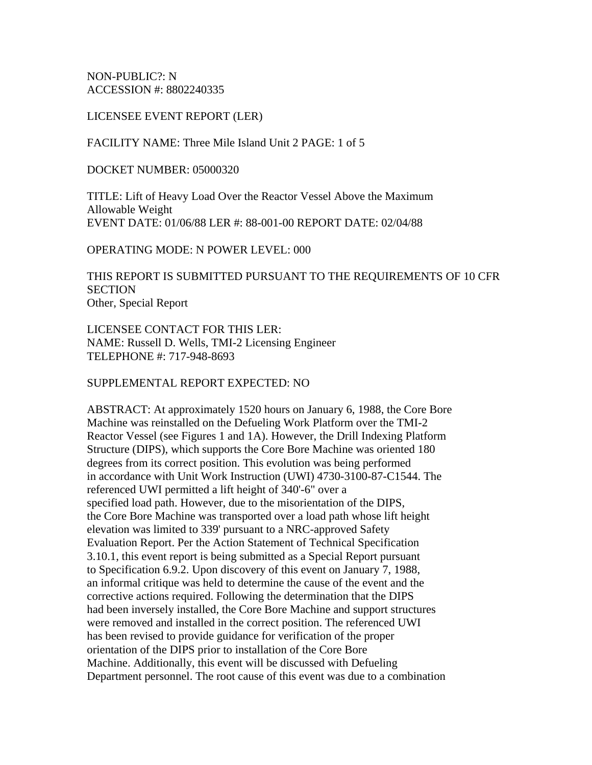NON-PUBLIC?: N
ACCESSION #: 8802240335

LICENSEE EVENT REPORT (LER)

FACILITY NAME: Three Mile Island Unit 2 PAGE: 1 of 5

DOCKET NUMBER: 05000320

TITLE: Lift of Heavy Load Over the Reactor Vessel Above the Maximum Allowable Weight
EVENT DATE: 01/06/88 LER #: 88-001-00 REPORT DATE: 02/04/88

OPERATING MODE: N POWER LEVEL: 000

THIS REPORT IS SUBMITTED PURSUANT TO THE REQUIREMENTS OF 10 CFR SECTION
Other, Special Report

LICENSEE CONTACT FOR THIS LER:
NAME: Russell D. Wells, TMI-2 Licensing Engineer
TELEPHONE #: 717-948-8693

SUPPLEMENTAL REPORT EXPECTED: NO

ABSTRACT: At approximately 1520 hours on January 6, 1988, the Core Bore Machine was reinstalled on the Defueling Work Platform over the TMI-2 Reactor Vessel (see Figures 1 and 1A). However, the Drill Indexing Platform Structure (DIPS), which supports the Core Bore Machine was oriented 180 degrees from its correct position. This evolution was being performed in accordance with Unit Work Instruction (UWI) 4730-3100-87-C1544. The referenced UWI permitted a lift height of 340'-6" over a specified load path. However, due to the misorientation of the DIPS, the Core Bore Machine was transported over a load path whose lift height elevation was limited to 339' pursuant to a NRC-approved Safety Evaluation Report. Per the Action Statement of Technical Specification 3.10.1, this event report is being submitted as a Special Report pursuant to Specification 6.9.2. Upon discovery of this event on January 7, 1988, an informal critique was held to determine the cause of the event and the corrective actions required. Following the determination that the DIPS had been inversely installed, the Core Bore Machine and support structures were removed and installed in the correct position. The referenced UWI has been revised to provide guidance for verification of the proper orientation of the DIPS prior to installation of the Core Bore Machine. Additionally, this event will be discussed with Defueling Department personnel. The root cause of this event was due to a combination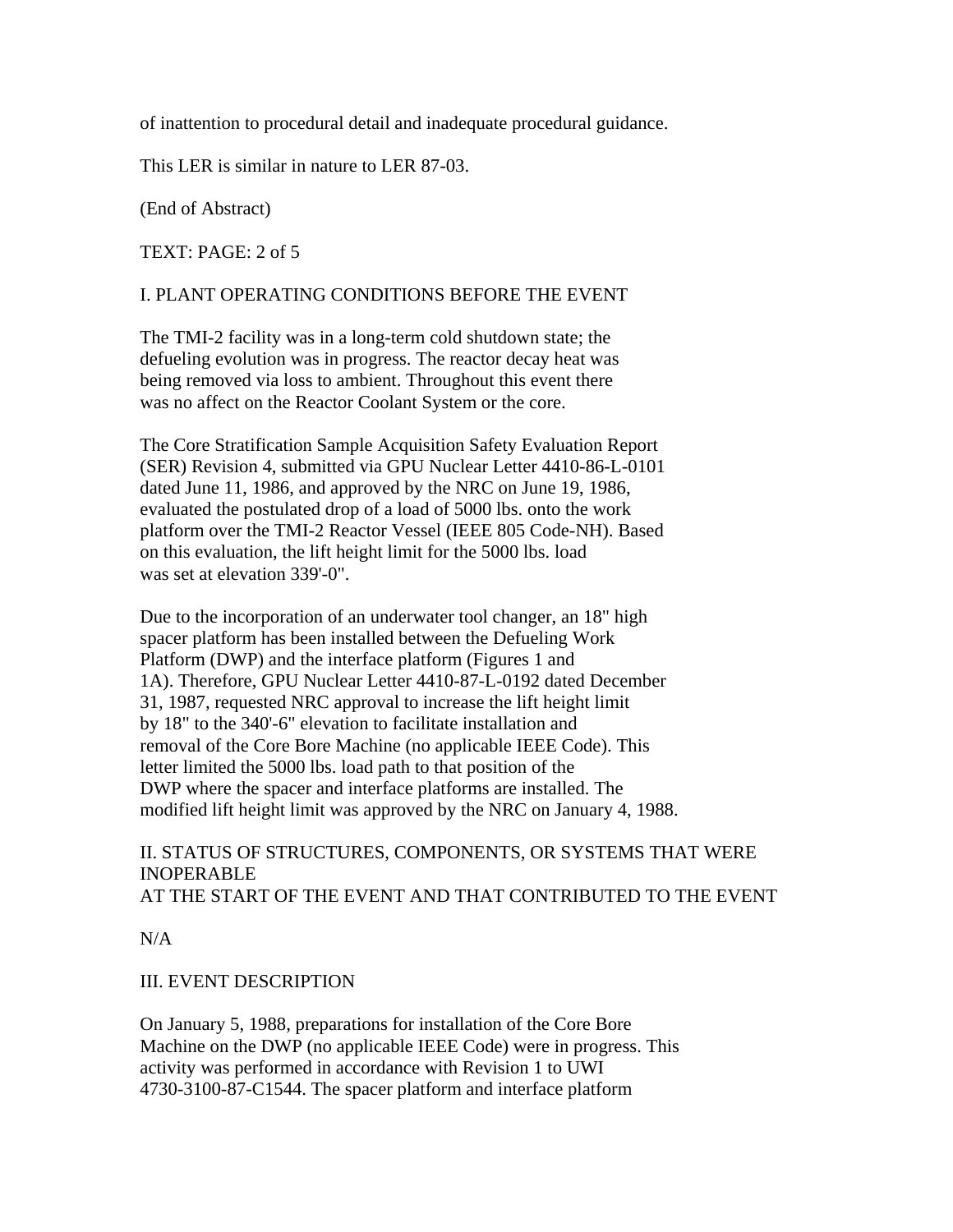of inattention to procedural detail and inadequate procedural guidance.

This LER is similar in nature to LER 87-03.

(End of Abstract)

TEXT: PAGE: 2 of 5

## I. PLANT OPERATING CONDITIONS BEFORE THE EVENT

The TMI-2 facility was in a long-term cold shutdown state; the defueling evolution was in progress. The reactor decay heat was being removed via loss to ambient. Throughout this event there was no affect on the Reactor Coolant System or the core.

The Core Stratification Sample Acquisition Safety Evaluation Report (SER) Revision 4, submitted via GPU Nuclear Letter 4410-86-L-0101 dated June 11, 1986, and approved by the NRC on June 19, 1986, evaluated the postulated drop of a load of 5000 lbs. onto the work platform over the TMI-2 Reactor Vessel (IEEE 805 Code-NH). Based on this evaluation, the lift height limit for the 5000 lbs. load was set at elevation 339'-0".

Due to the incorporation of an underwater tool changer, an 18" high spacer platform has been installed between the Defueling Work Platform (DWP) and the interface platform (Figures 1 and 1A). Therefore, GPU Nuclear Letter 4410-87-L-0192 dated December 31, 1987, requested NRC approval to increase the lift height limit by 18" to the 340'-6" elevation to facilitate installation and removal of the Core Bore Machine (no applicable IEEE Code). This letter limited the 5000 lbs. load path to that position of the DWP where the spacer and interface platforms are installed. The modified lift height limit was approved by the NRC on January 4, 1988.

## II. STATUS OF STRUCTURES, COMPONENTS, OR SYSTEMS THAT WERE INOPERABLE AT THE START OF THE EVENT AND THAT CONTRIBUTED TO THE EVENT

N/A

## III. EVENT DESCRIPTION

On January 5, 1988, preparations for installation of the Core Bore Machine on the DWP (no applicable IEEE Code) were in progress. This activity was performed in accordance with Revision 1 to UWI 4730-3100-87-C1544. The spacer platform and interface platform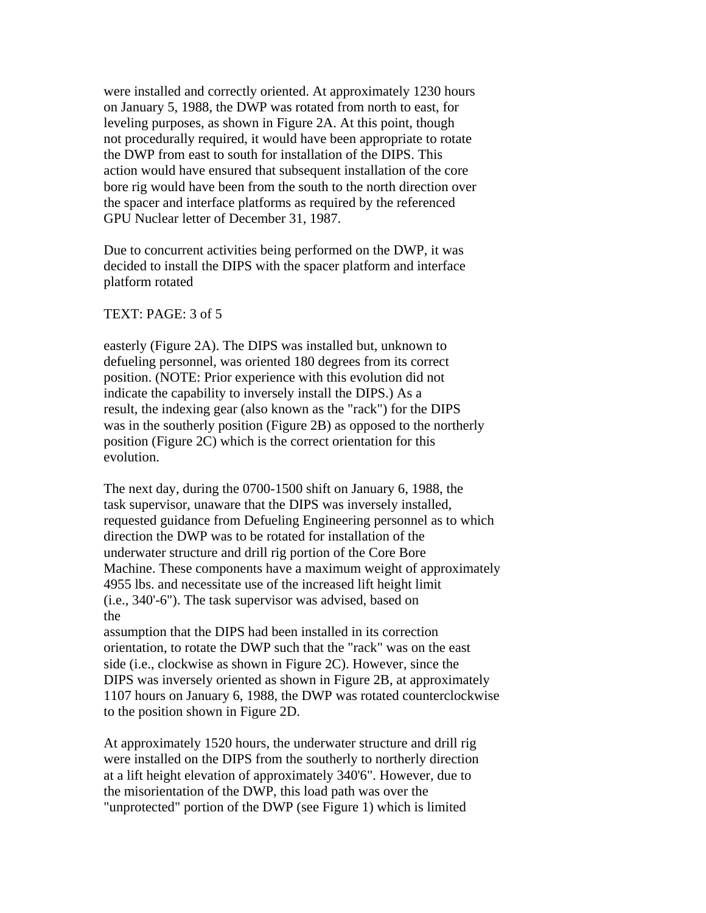were installed and correctly oriented. At approximately 1230 hours on January 5, 1988, the DWP was rotated from north to east, for leveling purposes, as shown in Figure 2A. At this point, though not procedurally required, it would have been appropriate to rotate the DWP from east to south for installation of the DIPS. This action would have ensured that subsequent installation of the core bore rig would have been from the south to the north direction over the spacer and interface platforms as required by the referenced GPU Nuclear letter of December 31, 1987.

Due to concurrent activities being performed on the DWP, it was decided to install the DIPS with the spacer platform and interface platform rotated

TEXT: PAGE: 3 of 5

easterly (Figure 2A). The DIPS was installed but, unknown to defueling personnel, was oriented 180 degrees from its correct position. (NOTE: Prior experience with this evolution did not indicate the capability to inversely install the DIPS.) As a result, the indexing gear (also known as the "rack") for the DIPS was in the southerly position (Figure 2B) as opposed to the northerly position (Figure 2C) which is the correct orientation for this evolution.

The next day, during the 0700-1500 shift on January 6, 1988, the task supervisor, unaware that the DIPS was inversely installed, requested guidance from Defueling Engineering personnel as to which direction the DWP was to be rotated for installation of the underwater structure and drill rig portion of the Core Bore Machine. These components have a maximum weight of approximately 4955 lbs. and necessitate use of the increased lift height limit (i.e., 340'-6"). The task supervisor was advised, based on the assumption that the DIPS had been installed in its correction orientation, to rotate the DWP such that the "rack" was on the east side (i.e., clockwise as shown in Figure 2C). However, since the DIPS was inversely oriented as shown in Figure 2B, at approximately 1107 hours on January 6, 1988, the DWP was rotated counterclockwise to the position shown in Figure 2D.

At approximately 1520 hours, the underwater structure and drill rig were installed on the DIPS from the southerly to northerly direction at a lift height elevation of approximately 340'6". However, due to the misorientation of the DWP, this load path was over the "unprotected" portion of the DWP (see Figure 1) which is limited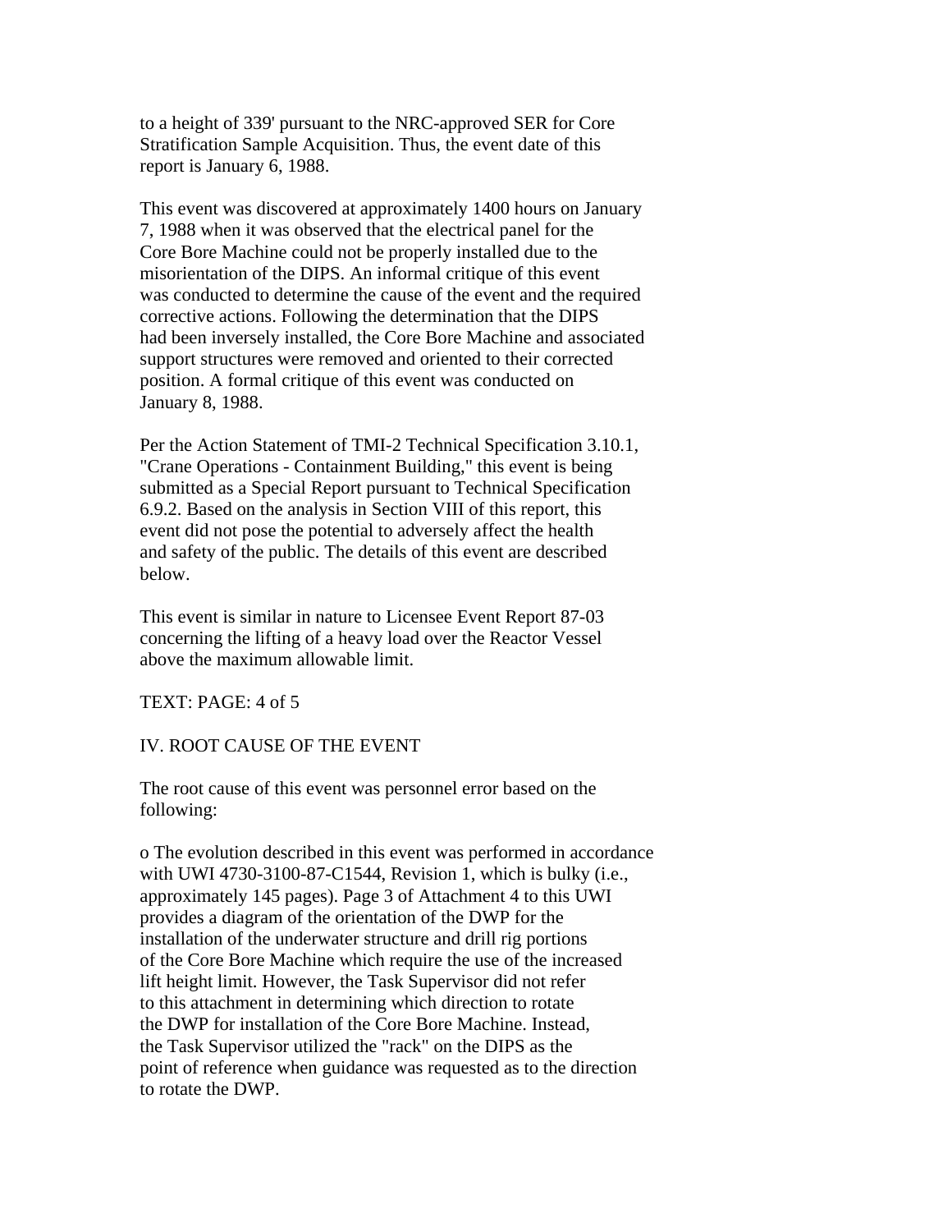to a height of 339' pursuant to the NRC-approved SER for Core Stratification Sample Acquisition. Thus, the event date of this report is January 6, 1988.

This event was discovered at approximately 1400 hours on January 7, 1988 when it was observed that the electrical panel for the Core Bore Machine could not be properly installed due to the misorientation of the DIPS. An informal critique of this event was conducted to determine the cause of the event and the required corrective actions. Following the determination that the DIPS had been inversely installed, the Core Bore Machine and associated support structures were removed and oriented to their corrected position. A formal critique of this event was conducted on January 8, 1988.

Per the Action Statement of TMI-2 Technical Specification 3.10.1, "Crane Operations - Containment Building," this event is being submitted as a Special Report pursuant to Technical Specification 6.9.2. Based on the analysis in Section VIII of this report, this event did not pose the potential to adversely affect the health and safety of the public. The details of this event are described below.

This event is similar in nature to Licensee Event Report 87-03 concerning the lifting of a heavy load over the Reactor Vessel above the maximum allowable limit.

TEXT: PAGE: 4 of 5

## IV. ROOT CAUSE OF THE EVENT

The root cause of this event was personnel error based on the following:

o The evolution described in this event was performed in accordance with UWI 4730-3100-87-C1544, Revision 1, which is bulky (i.e., approximately 145 pages). Page 3 of Attachment 4 to this UWI provides a diagram of the orientation of the DWP for the installation of the underwater structure and drill rig portions of the Core Bore Machine which require the use of the increased lift height limit. However, the Task Supervisor did not refer to this attachment in determining which direction to rotate the DWP for installation of the Core Bore Machine. Instead, the Task Supervisor utilized the "rack" on the DIPS as the point of reference when guidance was requested as to the direction to rotate the DWP.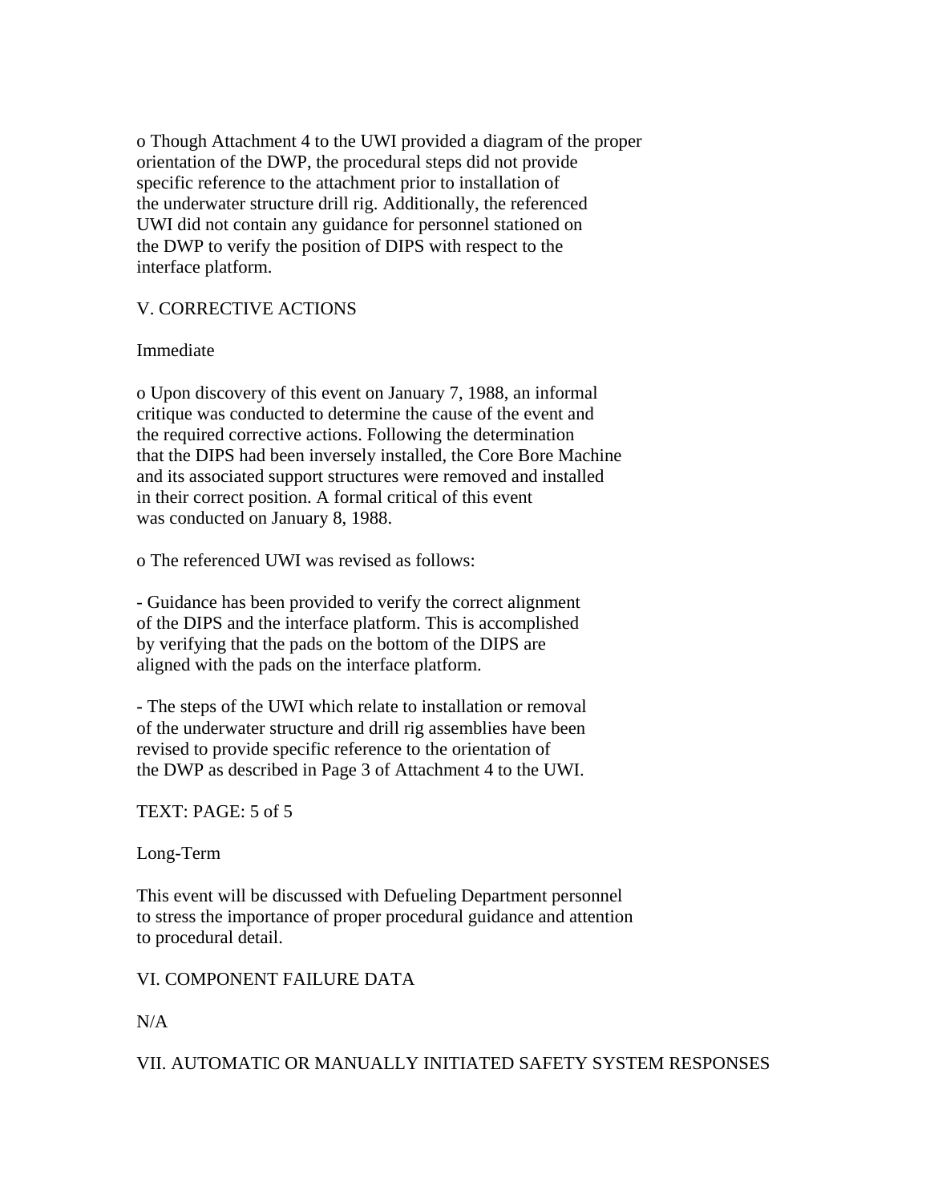o Though Attachment 4 to the UWI provided a diagram of the proper orientation of the DWP, the procedural steps did not provide specific reference to the attachment prior to installation of the underwater structure drill rig. Additionally, the referenced UWI did not contain any guidance for personnel stationed on the DWP to verify the position of DIPS with respect to the interface platform.

## V. CORRECTIVE ACTIONS

### Immediate

o Upon discovery of this event on January 7, 1988, an informal critique was conducted to determine the cause of the event and the required corrective actions. Following the determination that the DIPS had been inversely installed, the Core Bore Machine and its associated support structures were removed and installed in their correct position. A formal critical of this event was conducted on January 8, 1988.

o The referenced UWI was revised as follows:

- Guidance has been provided to verify the correct alignment of the DIPS and the interface platform. This is accomplished by verifying that the pads on the bottom of the DIPS are aligned with the pads on the interface platform.

- The steps of the UWI which relate to installation or removal of the underwater structure and drill rig assemblies have been revised to provide specific reference to the orientation of the DWP as described in Page 3 of Attachment 4 to the UWI.

TEXT: PAGE: 5 of 5

### Long-Term

This event will be discussed with Defueling Department personnel to stress the importance of proper procedural guidance and attention to procedural detail.

## VI. COMPONENT FAILURE DATA

N/A

## VII. AUTOMATIC OR MANUALLY INITIATED SAFETY SYSTEM RESPONSES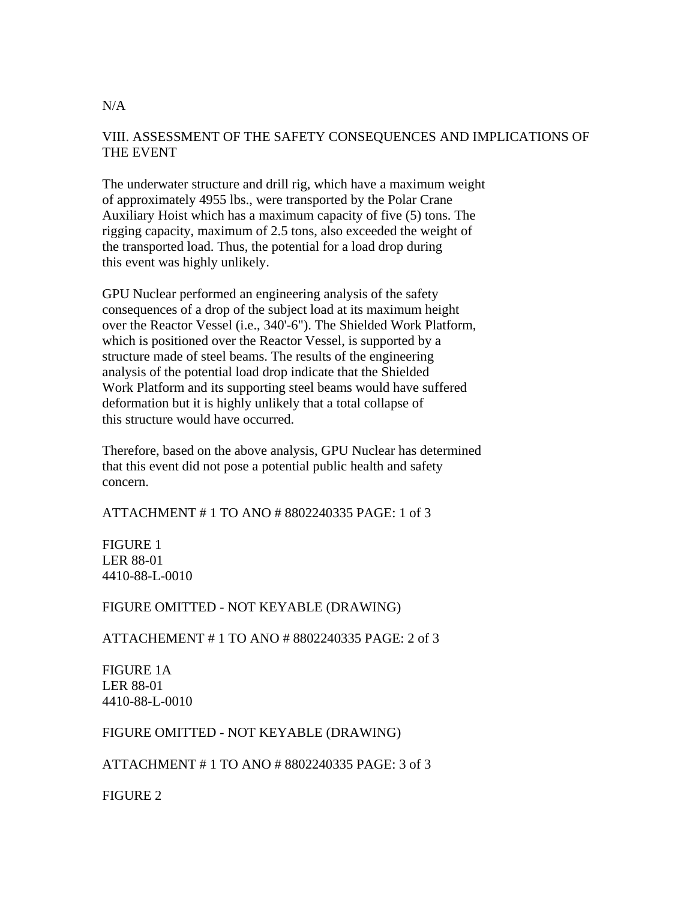N/A

## VIII. ASSESSMENT OF THE SAFETY CONSEQUENCES AND IMPLICATIONS OF THE EVENT

The underwater structure and drill rig, which have a maximum weight of approximately 4955 lbs., were transported by the Polar Crane Auxiliary Hoist which has a maximum capacity of five (5) tons. The rigging capacity, maximum of 2.5 tons, also exceeded the weight of the transported load. Thus, the potential for a load drop during this event was highly unlikely.

GPU Nuclear performed an engineering analysis of the safety consequences of a drop of the subject load at its maximum height over the Reactor Vessel (i.e., 340'-6"). The Shielded Work Platform, which is positioned over the Reactor Vessel, is supported by a structure made of steel beams. The results of the engineering analysis of the potential load drop indicate that the Shielded Work Platform and its supporting steel beams would have suffered deformation but it is highly unlikely that a total collapse of this structure would have occurred.

Therefore, based on the above analysis, GPU Nuclear has determined that this event did not pose a potential public health and safety concern.

ATTACHMENT # 1 TO ANO # 8802240335 PAGE: 1 of 3

FIGURE 1
LER 88-01
4410-88-L-0010

FIGURE OMITTED - NOT KEYABLE (DRAWING)

ATTACHEMENT # 1 TO ANO # 8802240335 PAGE: 2 of 3

FIGURE 1A
LER 88-01
4410-88-L-0010

FIGURE OMITTED - NOT KEYABLE (DRAWING)

ATTACHMENT # 1 TO ANO # 8802240335 PAGE: 3 of 3

FIGURE 2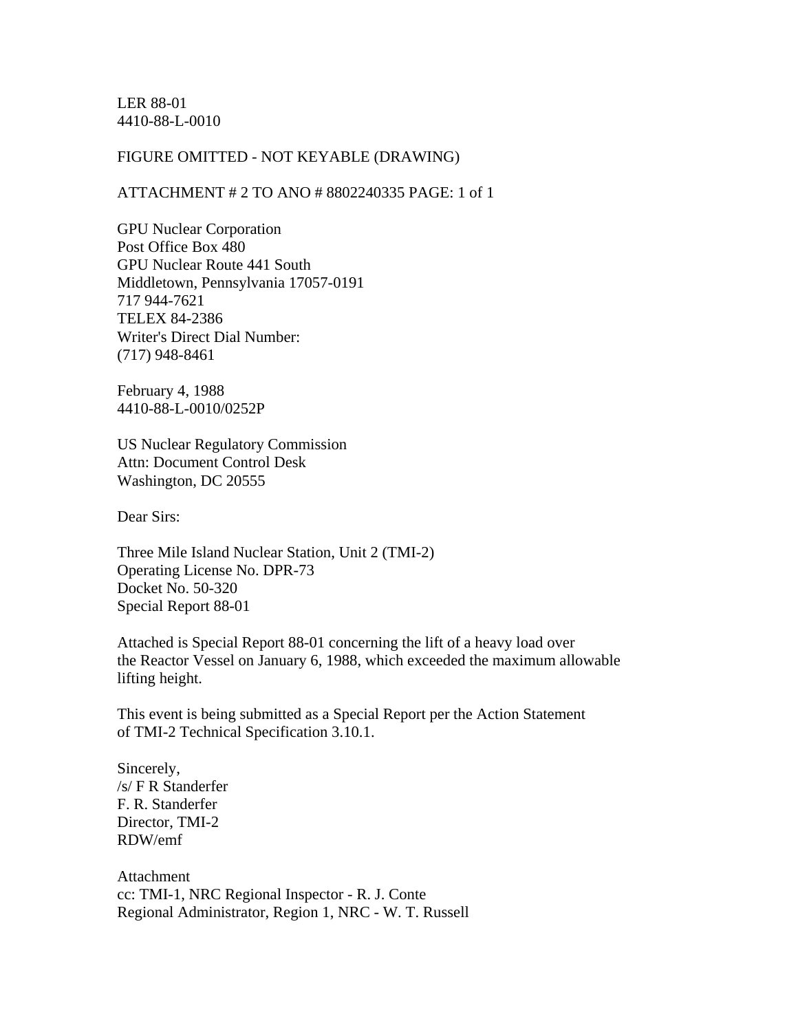LER 88-01
4410-88-L-0010

FIGURE OMITTED - NOT KEYABLE (DRAWING)

ATTACHMENT # 2 TO ANO # 8802240335 PAGE: 1 of 1

GPU Nuclear Corporation
Post Office Box 480
GPU Nuclear Route 441 South
Middletown, Pennsylvania 17057-0191
717 944-7621
TELEX 84-2386
Writer's Direct Dial Number:
(717) 948-8461

February 4, 1988
4410-88-L-0010/0252P

US Nuclear Regulatory Commission
Attn: Document Control Desk
Washington, DC 20555

Dear Sirs:

Three Mile Island Nuclear Station, Unit 2 (TMI-2)
Operating License No. DPR-73
Docket No. 50-320
Special Report 88-01

Attached is Special Report 88-01 concerning the lift of a heavy load over the Reactor Vessel on January 6, 1988, which exceeded the maximum allowable lifting height.

This event is being submitted as a Special Report per the Action Statement of TMI-2 Technical Specification 3.10.1.

Sincerely,
/s/ F R Standerfer
F. R. Standerfer
Director, TMI-2
RDW/emf

Attachment
cc: TMI-1, NRC Regional Inspector - R. J. Conte
Regional Administrator, Region 1, NRC - W. T. Russell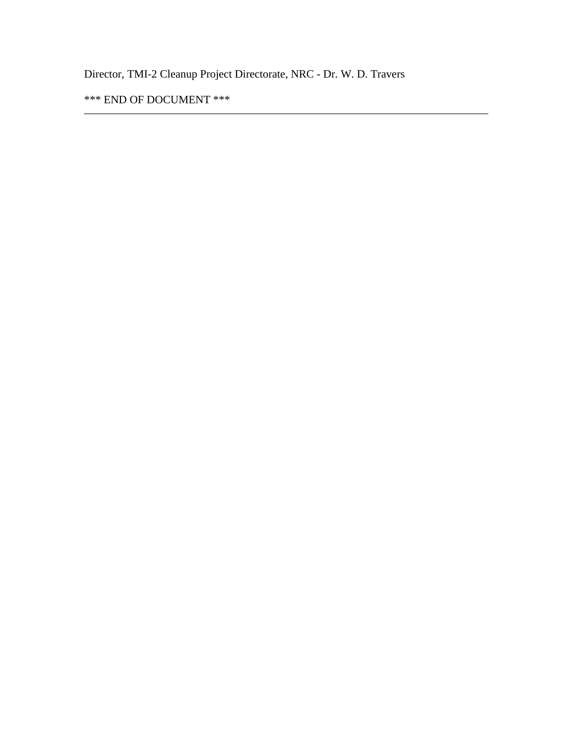Director, TMI-2 Cleanup Project Directorate, NRC - Dr. W. D. Travers

*** END OF DOCUMENT ***

---